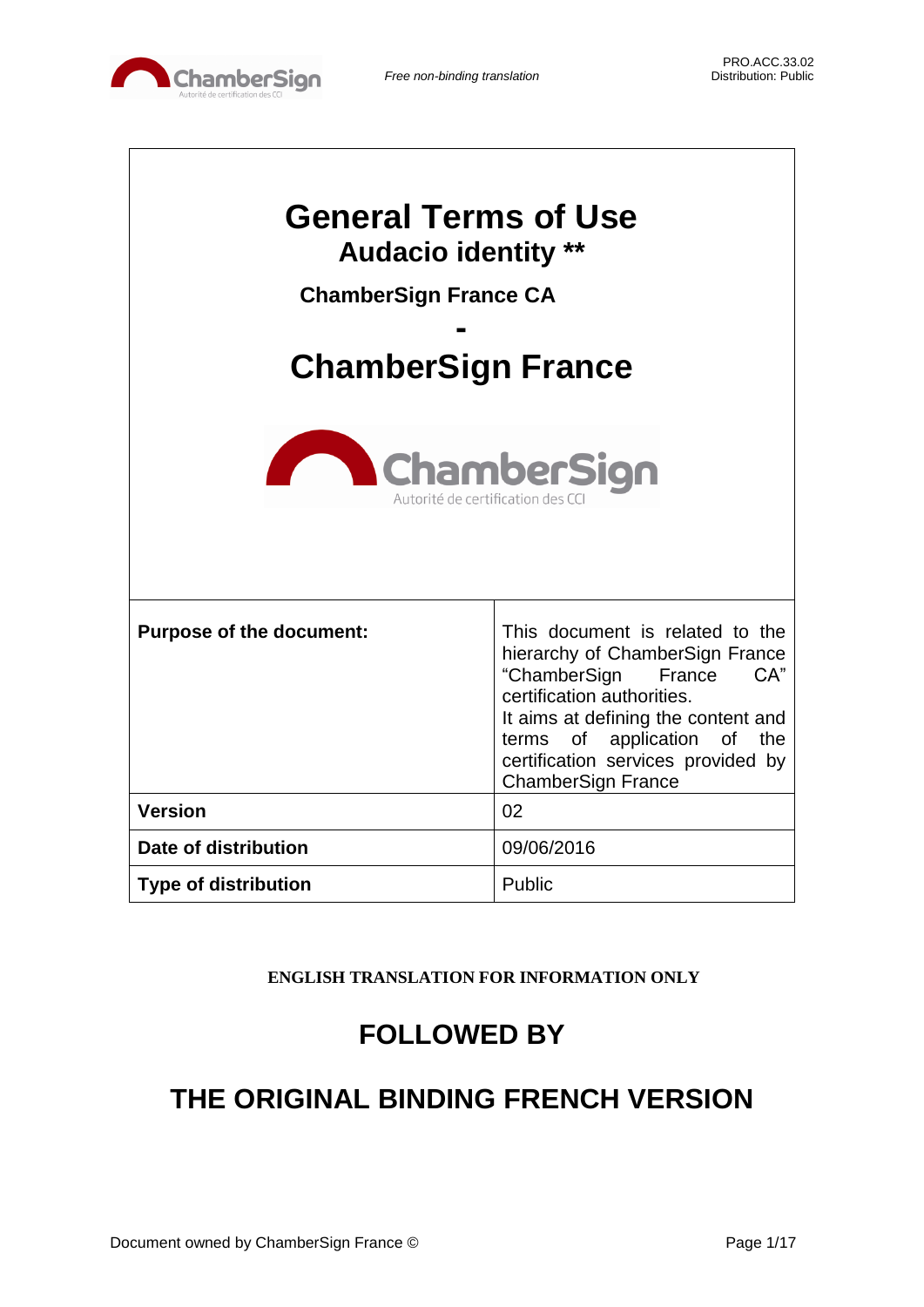# General Terms of Use

## Audacio identity **

**ChamberSign France CA**

**-**

# ChamberSign France

| | |
|---|---|
| **Purpose of the document:** | This document is related to the hierarchy of ChamberSign France "ChamberSign France CA" certification authorities. It aims at defining the content and terms of application of the certification services provided by ChamberSign France |
| **Version** | 02 |
| **Date of distribution** | 09/06/2016 |
| **Type of distribution** | Public |

**ENGLISH TRANSLATION FOR INFORMATION ONLY**

## FOLLOWED BY

## THE ORIGINAL BINDING FRENCH VERSION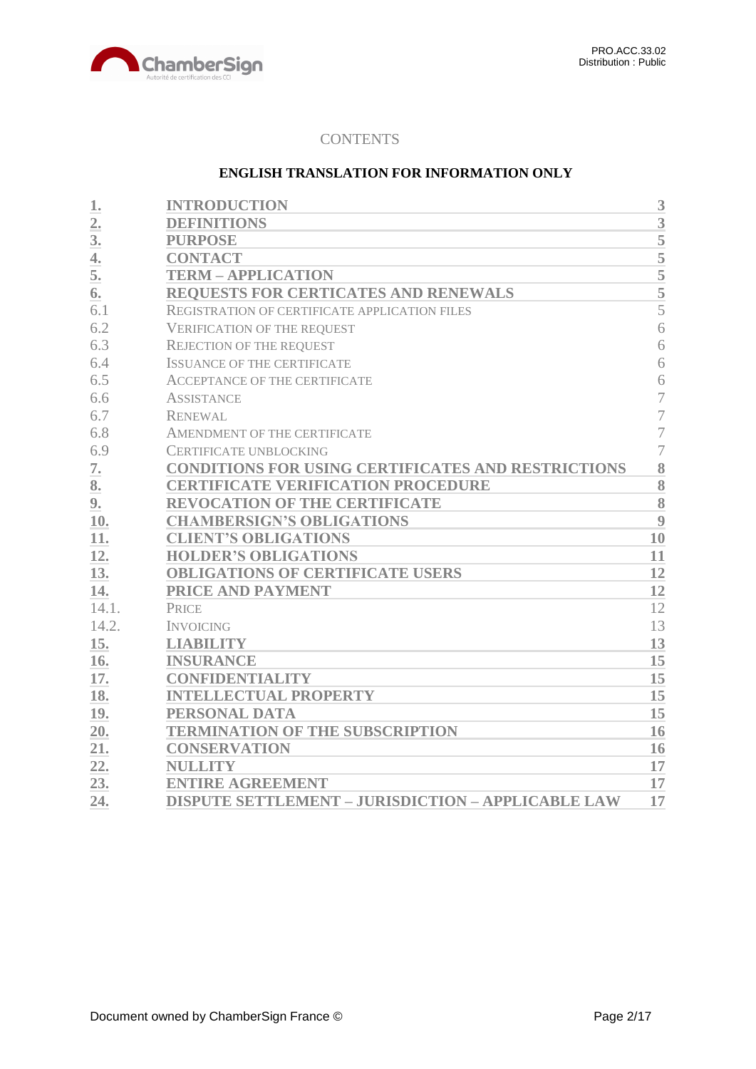# CONTENTS

**ENGLISH TRANSLATION FOR INFORMATION ONLY**

| | | |
|---|---|---|
| **1.** | **INTRODUCTION** | **3** |
| **2.** | **DEFINITIONS** | **3** |
| **3.** | **PURPOSE** | **5** |
| **4.** | **CONTACT** | **5** |
| **5.** | **TERM – APPLICATION** | **5** |
| **6.** | **REQUESTS FOR CERTICATES AND RENEWALS** | **5** |
| 6.1 | REGISTRATION OF CERTIFICATE APPLICATION FILES | 5 |
| 6.2 | VERIFICATION OF THE REQUEST | 6 |
| 6.3 | REJECTION OF THE REQUEST | 6 |
| 6.4 | ISSUANCE OF THE CERTIFICATE | 6 |
| 6.5 | ACCEPTANCE OF THE CERTIFICATE | 6 |
| 6.6 | ASSISTANCE | 7 |
| 6.7 | RENEWAL | 7 |
| 6.8 | AMENDMENT OF THE CERTIFICATE | 7 |
| 6.9 | CERTIFICATE UNBLOCKING | 7 |
| **7.** | **CONDITIONS FOR USING CERTIFICATES AND RESTRICTIONS** | **8** |
| **8.** | **CERTIFICATE VERIFICATION PROCEDURE** | **8** |
| **9.** | **REVOCATION OF THE CERTIFICATE** | **8** |
| **10.** | **CHAMBERSIGN'S OBLIGATIONS** | **9** |
| **11.** | **CLIENT'S OBLIGATIONS** | **10** |
| **12.** | **HOLDER'S OBLIGATIONS** | **11** |
| **13.** | **OBLIGATIONS OF CERTIFICATE USERS** | **12** |
| **14.** | **PRICE AND PAYMENT** | **12** |
| 14.1. | PRICE | 12 |
| 14.2. | INVOICING | 13 |
| **15.** | **LIABILITY** | **13** |
| **16.** | **INSURANCE** | **15** |
| **17.** | **CONFIDENTIALITY** | **15** |
| **18.** | **INTELLECTUAL PROPERTY** | **15** |
| **19.** | **PERSONAL DATA** | **15** |
| **20.** | **TERMINATION OF THE SUBSCRIPTION** | **16** |
| **21.** | **CONSERVATION** | **16** |
| **22.** | **NULLITY** | **17** |
| **23.** | **ENTIRE AGREEMENT** | **17** |
| **24.** | **DISPUTE SETTLEMENT – JURISDICTION – APPLICABLE LAW** | **17** |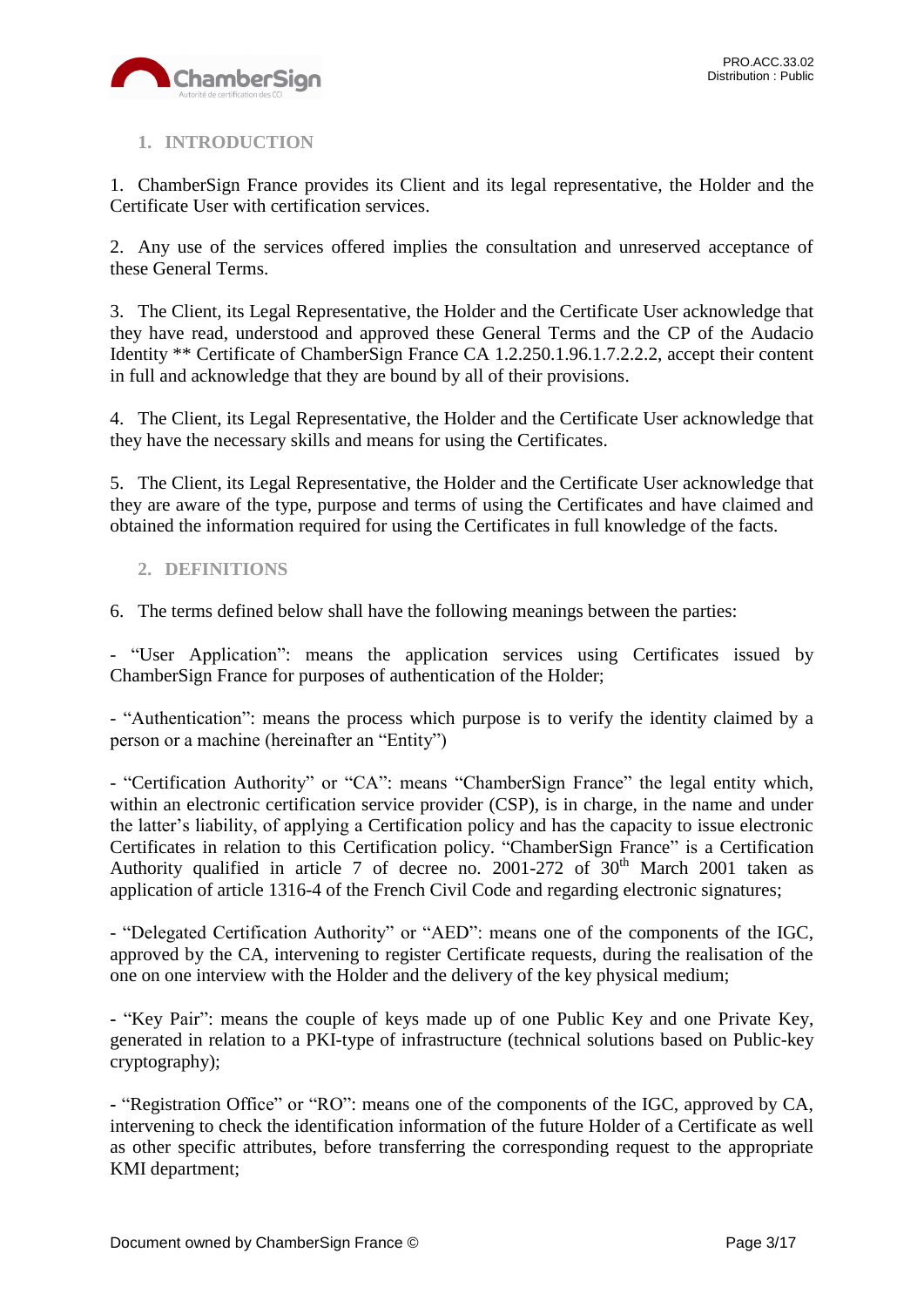## 1. INTRODUCTION

1. ChamberSign France provides its Client and its legal representative, the Holder and the Certificate User with certification services.

2. Any use of the services offered implies the consultation and unreserved acceptance of these General Terms.

3. The Client, its Legal Representative, the Holder and the Certificate User acknowledge that they have read, understood and approved these General Terms and the CP of the Audacio Identity ** Certificate of ChamberSign France CA 1.2.250.1.96.1.7.2.2.2, accept their content in full and acknowledge that they are bound by all of their provisions.

4. The Client, its Legal Representative, the Holder and the Certificate User acknowledge that they have the necessary skills and means for using the Certificates.

5. The Client, its Legal Representative, the Holder and the Certificate User acknowledge that they are aware of the type, purpose and terms of using the Certificates and have claimed and obtained the information required for using the Certificates in full knowledge of the facts.

## 2. DEFINITIONS

6. The terms defined below shall have the following meanings between the parties:

- "User Application": means the application services using Certificates issued by ChamberSign France for purposes of authentication of the Holder;

- "Authentication": means the process which purpose is to verify the identity claimed by a person or a machine (hereinafter an "Entity")

- "Certification Authority" or "CA": means "ChamberSign France" the legal entity which, within an electronic certification service provider (CSP), is in charge, in the name and under the latter's liability, of applying a Certification policy and has the capacity to issue electronic Certificates in relation to this Certification policy. "ChamberSign France" is a Certification Authority qualified in article 7 of decree no. 2001-272 of 30th March 2001 taken as application of article 1316-4 of the French Civil Code and regarding electronic signatures;

- "Delegated Certification Authority" or "AED": means one of the components of the IGC, approved by the CA, intervening to register Certificate requests, during the realisation of the one on one interview with the Holder and the delivery of the key physical medium;

- "Key Pair": means the couple of keys made up of one Public Key and one Private Key, generated in relation to a PKI-type of infrastructure (technical solutions based on Public-key cryptography);

- "Registration Office" or "RO": means one of the components of the IGC, approved by CA, intervening to check the identification information of the future Holder of a Certificate as well as other specific attributes, before transferring the corresponding request to the appropriate KMI department;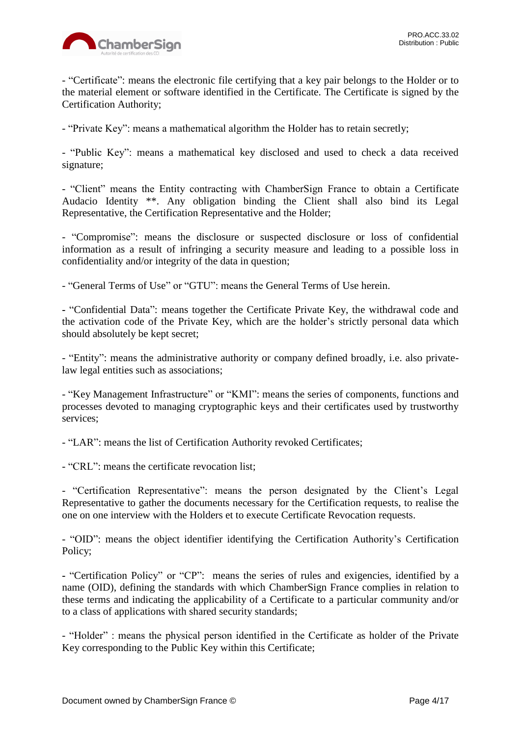- “Certificate”: means the electronic file certifying that a key pair belongs to the Holder or to the material element or software identified in the Certificate. The Certificate is signed by the Certification Authority;

- “Private Key”: means a mathematical algorithm the Holder has to retain secretly;

- “Public Key”: means a mathematical key disclosed and used to check a data received signature;

- “Client” means the Entity contracting with ChamberSign France to obtain a Certificate Audacio Identity **. Any obligation binding the Client shall also bind its Legal Representative, the Certification Representative and the Holder;

- “Compromise”: means the disclosure or suspected disclosure or loss of confidential information as a result of infringing a security measure and leading to a possible loss in confidentiality and/or integrity of the data in question;

- “General Terms of Use” or “GTU”: means the General Terms of Use herein.

- “Confidential Data”: means together the Certificate Private Key, the withdrawal code and the activation code of the Private Key, which are the holder’s strictly personal data which should absolutely be kept secret;

- “Entity”: means the administrative authority or company defined broadly, i.e. also private-law legal entities such as associations;

- “Key Management Infrastructure” or “KMI”: means the series of components, functions and processes devoted to managing cryptographic keys and their certificates used by trustworthy services;

- “LAR”: means the list of Certification Authority revoked Certificates;

- “CRL”: means the certificate revocation list;

- “Certification Representative”: means the person designated by the Client’s Legal Representative to gather the documents necessary for the Certification requests, to realise the one on one interview with the Holders et to execute Certificate Revocation requests.

- “OID”: means the object identifier identifying the Certification Authority’s Certification Policy;

- “Certification Policy” or “CP”: means the series of rules and exigencies, identified by a name (OID), defining the standards with which ChamberSign France complies in relation to these terms and indicating the applicability of a Certificate to a particular community and/or to a class of applications with shared security standards;

- “Holder” : means the physical person identified in the Certificate as holder of the Private Key corresponding to the Public Key within this Certificate;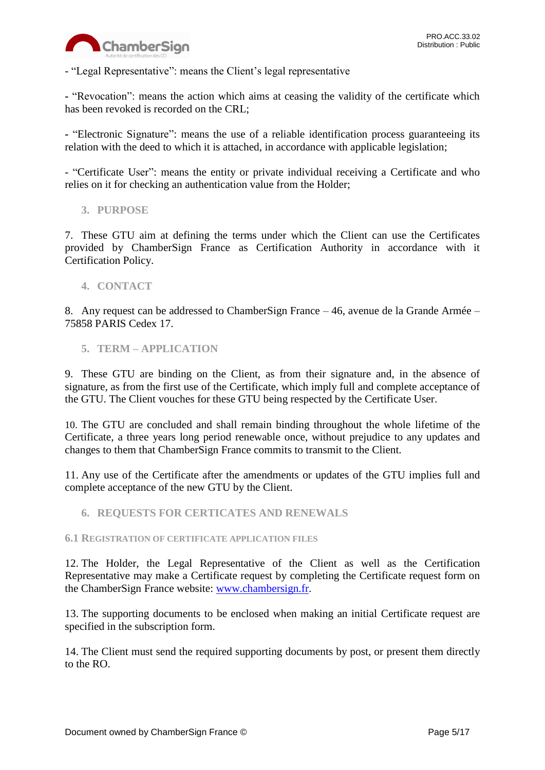- “Legal Representative”: means the Client’s legal representative

- “Revocation”: means the action which aims at ceasing the validity of the certificate which has been revoked is recorded on the CRL;

- “Electronic Signature”: means the use of a reliable identification process guaranteeing its relation with the deed to which it is attached, in accordance with applicable legislation;

- “Certificate User”: means the entity or private individual receiving a Certificate and who relies on it for checking an authentication value from the Holder;

## 3. PURPOSE

7. These GTU aim at defining the terms under which the Client can use the Certificates provided by ChamberSign France as Certification Authority in accordance with it Certification Policy.

## 4. CONTACT

8. Any request can be addressed to ChamberSign France – 46, avenue de la Grande Armée – 75858 PARIS Cedex 17.

## 5. TERM – APPLICATION

9. These GTU are binding on the Client, as from their signature and, in the absence of signature, as from the first use of the Certificate, which imply full and complete acceptance of the GTU. The Client vouches for these GTU being respected by the Certificate User.

10. The GTU are concluded and shall remain binding throughout the whole lifetime of the Certificate, a three years long period renewable once, without prejudice to any updates and changes to them that ChamberSign France commits to transmit to the Client.

11. Any use of the Certificate after the amendments or updates of the GTU implies full and complete acceptance of the new GTU by the Client.

## 6. REQUESTS FOR CERTICATES AND RENEWALS

### 6.1 Registration of certificate application files

12. The Holder, the Legal Representative of the Client as well as the Certification Representative may make a Certificate request by completing the Certificate request form on the ChamberSign France website: [www.chambersign.fr](http://www.chambersign.fr).

13. The supporting documents to be enclosed when making an initial Certificate request are specified in the subscription form.

14. The Client must send the required supporting documents by post, or present them directly to the RO.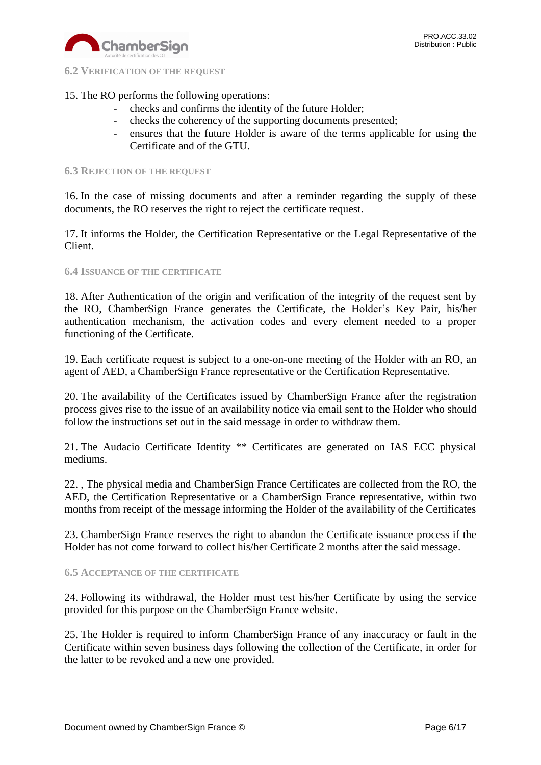### 6.2 Verification of the request

15. The RO performs the following operations:

- checks and confirms the identity of the future Holder;
- checks the coherency of the supporting documents presented;
- ensures that the future Holder is aware of the terms applicable for using the Certificate and of the GTU.

### 6.3 Rejection of the request

16. In the case of missing documents and after a reminder regarding the supply of these documents, the RO reserves the right to reject the certificate request.

17. It informs the Holder, the Certification Representative or the Legal Representative of the Client.

### 6.4 Issuance of the certificate

18. After Authentication of the origin and verification of the integrity of the request sent by the RO, ChamberSign France generates the Certificate, the Holder's Key Pair, his/her authentication mechanism, the activation codes and every element needed to a proper functioning of the Certificate.

19. Each certificate request is subject to a one-on-one meeting of the Holder with an RO, an agent of AED, a ChamberSign France representative or the Certification Representative.

20. The availability of the Certificates issued by ChamberSign France after the registration process gives rise to the issue of an availability notice via email sent to the Holder who should follow the instructions set out in the said message in order to withdraw them.

21. The Audacio Certificate Identity ** Certificates are generated on IAS ECC physical mediums.

22. , The physical media and ChamberSign France Certificates are collected from the RO, the AED, the Certification Representative or a ChamberSign France representative, within two months from receipt of the message informing the Holder of the availability of the Certificates

23. ChamberSign France reserves the right to abandon the Certificate issuance process if the Holder has not come forward to collect his/her Certificate 2 months after the said message.

### 6.5 Acceptance of the certificate

24. Following its withdrawal, the Holder must test his/her Certificate by using the service provided for this purpose on the ChamberSign France website.

25. The Holder is required to inform ChamberSign France of any inaccuracy or fault in the Certificate within seven business days following the collection of the Certificate, in order for the latter to be revoked and a new one provided.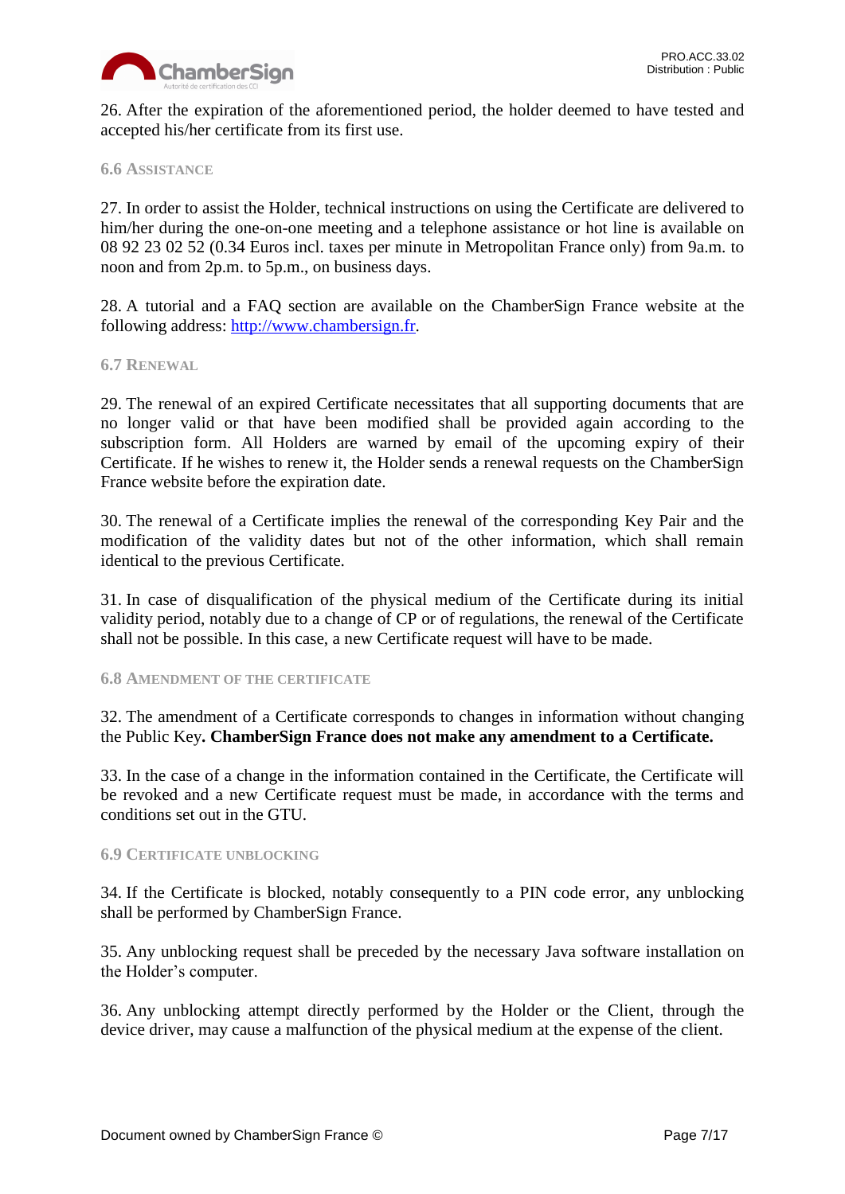26. After the expiration of the aforementioned period, the holder deemed to have tested and accepted his/her certificate from its first use.

### 6.6 Assistance

27. In order to assist the Holder, technical instructions on using the Certificate are delivered to him/her during the one-on-one meeting and a telephone assistance or hot line is available on 08 92 23 02 52 (0.34 Euros incl. taxes per minute in Metropolitan France only) from 9a.m. to noon and from 2p.m. to 5p.m., on business days.

28. A tutorial and a FAQ section are available on the ChamberSign France website at the following address: [http://www.chambersign.fr](http://www.chambersign.fr).

### 6.7 Renewal

29. The renewal of an expired Certificate necessitates that all supporting documents that are no longer valid or that have been modified shall be provided again according to the subscription form. All Holders are warned by email of the upcoming expiry of their Certificate. If he wishes to renew it, the Holder sends a renewal requests on the ChamberSign France website before the expiration date.

30. The renewal of a Certificate implies the renewal of the corresponding Key Pair and the modification of the validity dates but not of the other information, which shall remain identical to the previous Certificate.

31. In case of disqualification of the physical medium of the Certificate during its initial validity period, notably due to a change of CP or of regulations, the renewal of the Certificate shall not be possible. In this case, a new Certificate request will have to be made.

### 6.8 Amendment of the certificate

32. The amendment of a Certificate corresponds to changes in information without changing the Public Key**. ChamberSign France does not make any amendment to a Certificate.**

33. In the case of a change in the information contained in the Certificate, the Certificate will be revoked and a new Certificate request must be made, in accordance with the terms and conditions set out in the GTU.

### 6.9 Certificate unblocking

34. If the Certificate is blocked, notably consequently to a PIN code error, any unblocking shall be performed by ChamberSign France.

35. Any unblocking request shall be preceded by the necessary Java software installation on the Holder's computer.

36. Any unblocking attempt directly performed by the Holder or the Client, through the device driver, may cause a malfunction of the physical medium at the expense of the client.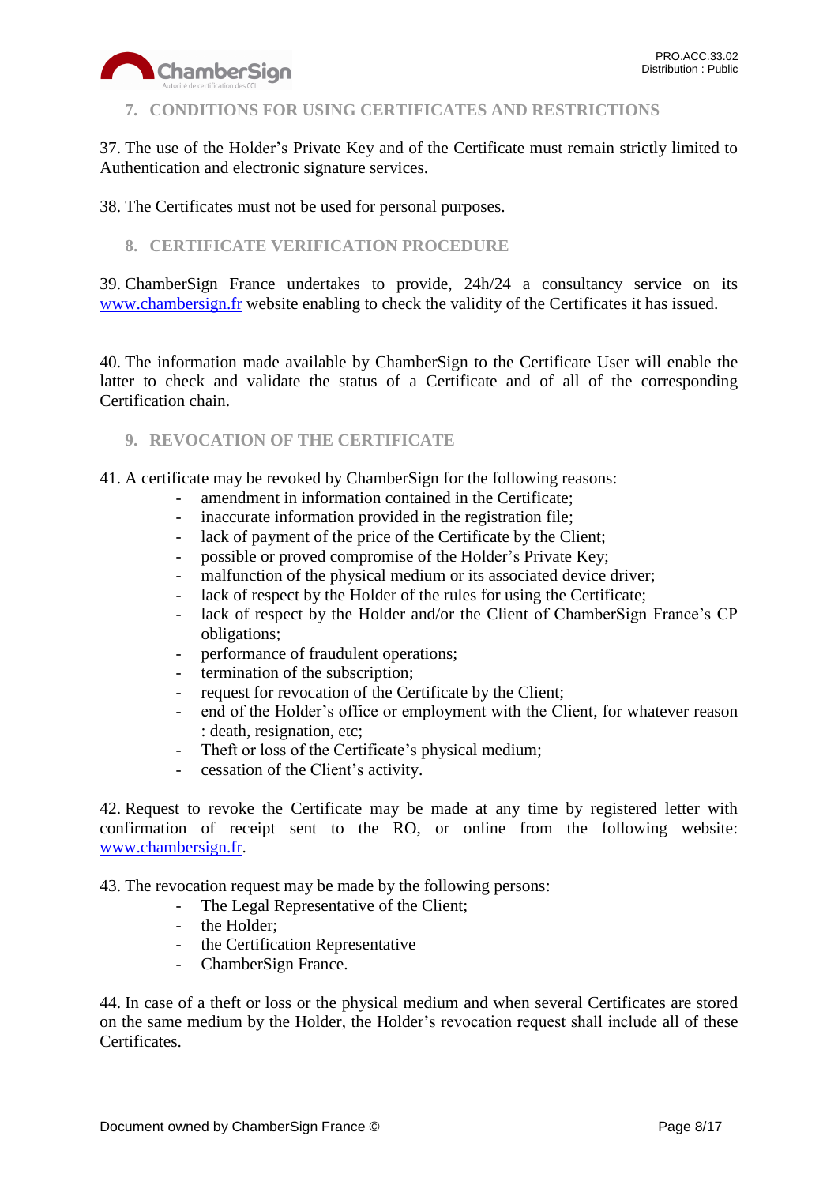## 7. CONDITIONS FOR USING CERTIFICATES AND RESTRICTIONS

37. The use of the Holder's Private Key and of the Certificate must remain strictly limited to Authentication and electronic signature services.

38. The Certificates must not be used for personal purposes.

## 8. CERTIFICATE VERIFICATION PROCEDURE

39. ChamberSign France undertakes to provide, 24h/24 a consultancy service on its [www.chambersign.fr](http://www.chambersign.fr) website enabling to check the validity of the Certificates it has issued.

40. The information made available by ChamberSign to the Certificate User will enable the latter to check and validate the status of a Certificate and of all of the corresponding Certification chain.

## 9. REVOCATION OF THE CERTIFICATE

41. A certificate may be revoked by ChamberSign for the following reasons:

- amendment in information contained in the Certificate;
- inaccurate information provided in the registration file;
- lack of payment of the price of the Certificate by the Client;
- possible or proved compromise of the Holder's Private Key;
- malfunction of the physical medium or its associated device driver;
- lack of respect by the Holder of the rules for using the Certificate;
- lack of respect by the Holder and/or the Client of ChamberSign France's CP obligations;
- performance of fraudulent operations;
- termination of the subscription;
- request for revocation of the Certificate by the Client;
- end of the Holder's office or employment with the Client, for whatever reason : death, resignation, etc;
- Theft or loss of the Certificate's physical medium;
- cessation of the Client's activity.

42. Request to revoke the Certificate may be made at any time by registered letter with confirmation of receipt sent to the RO, or online from the following website: [www.chambersign.fr](http://www.chambersign.fr).

43. The revocation request may be made by the following persons:

- The Legal Representative of the Client;
- the Holder;
- the Certification Representative
- ChamberSign France.

44. In case of a theft or loss of the physical medium and when several Certificates are stored on the same medium by the Holder, the Holder's revocation request shall include all of these Certificates.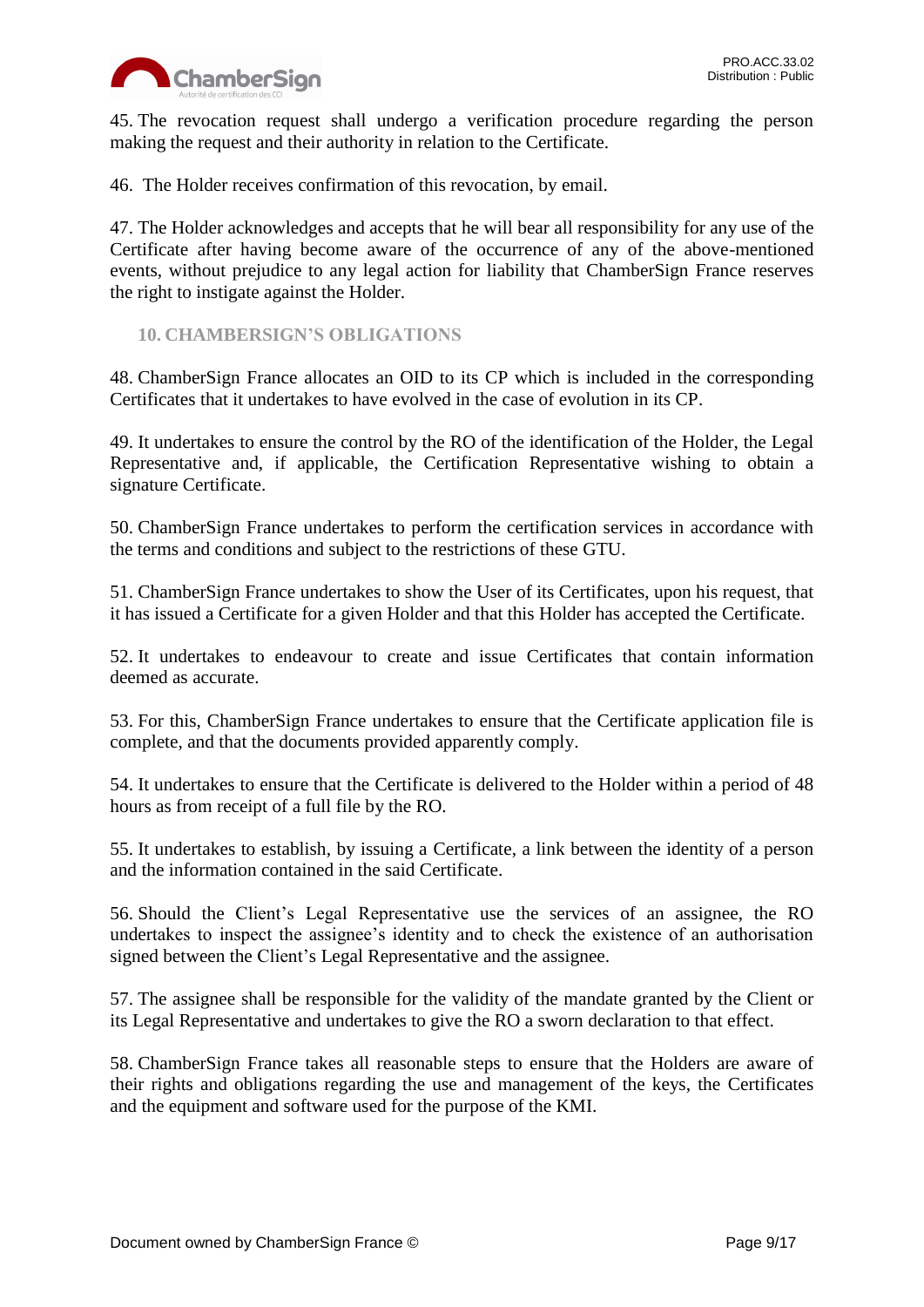45. The revocation request shall undergo a verification procedure regarding the person making the request and their authority in relation to the Certificate.

46. The Holder receives confirmation of this revocation, by email.

47. The Holder acknowledges and accepts that he will bear all responsibility for any use of the Certificate after having become aware of the occurrence of any of the above-mentioned events, without prejudice to any legal action for liability that ChamberSign France reserves the right to instigate against the Holder.

## 10. CHAMBERSIGN'S OBLIGATIONS

48. ChamberSign France allocates an OID to its CP which is included in the corresponding Certificates that it undertakes to have evolved in the case of evolution in its CP.

49. It undertakes to ensure the control by the RO of the identification of the Holder, the Legal Representative and, if applicable, the Certification Representative wishing to obtain a signature Certificate.

50. ChamberSign France undertakes to perform the certification services in accordance with the terms and conditions and subject to the restrictions of these GTU.

51. ChamberSign France undertakes to show the User of its Certificates, upon his request, that it has issued a Certificate for a given Holder and that this Holder has accepted the Certificate.

52. It undertakes to endeavour to create and issue Certificates that contain information deemed as accurate.

53. For this, ChamberSign France undertakes to ensure that the Certificate application file is complete, and that the documents provided apparently comply.

54. It undertakes to ensure that the Certificate is delivered to the Holder within a period of 48 hours as from receipt of a full file by the RO.

55. It undertakes to establish, by issuing a Certificate, a link between the identity of a person and the information contained in the said Certificate.

56. Should the Client's Legal Representative use the services of an assignee, the RO undertakes to inspect the assignee's identity and to check the existence of an authorisation signed between the Client's Legal Representative and the assignee.

57. The assignee shall be responsible for the validity of the mandate granted by the Client or its Legal Representative and undertakes to give the RO a sworn declaration to that effect.

58. ChamberSign France takes all reasonable steps to ensure that the Holders are aware of their rights and obligations regarding the use and management of the keys, the Certificates and the equipment and software used for the purpose of the KMI.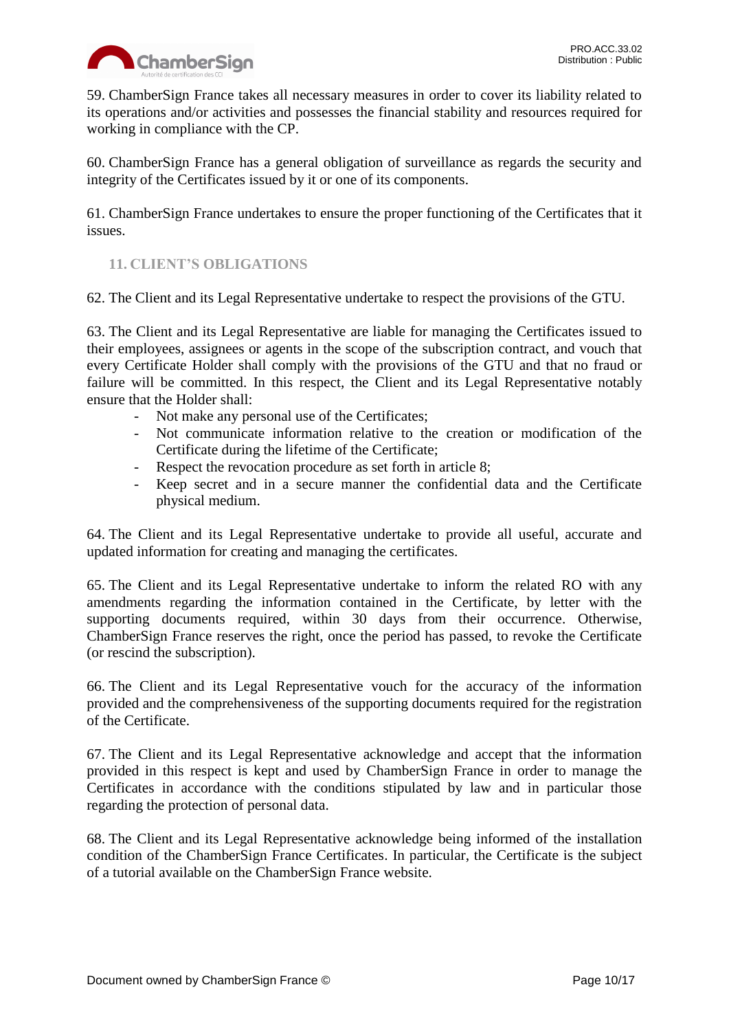59. ChamberSign France takes all necessary measures in order to cover its liability related to its operations and/or activities and possesses the financial stability and resources required for working in compliance with the CP.

60. ChamberSign France has a general obligation of surveillance as regards the security and integrity of the Certificates issued by it or one of its components.

61. ChamberSign France undertakes to ensure the proper functioning of the Certificates that it issues.

## 11. CLIENT'S OBLIGATIONS

62. The Client and its Legal Representative undertake to respect the provisions of the GTU.

63. The Client and its Legal Representative are liable for managing the Certificates issued to their employees, assignees or agents in the scope of the subscription contract, and vouch that every Certificate Holder shall comply with the provisions of the GTU and that no fraud or failure will be committed. In this respect, the Client and its Legal Representative notably ensure that the Holder shall:

- Not make any personal use of the Certificates;
- Not communicate information relative to the creation or modification of the Certificate during the lifetime of the Certificate;
- Respect the revocation procedure as set forth in article 8;
- Keep secret and in a secure manner the confidential data and the Certificate physical medium.

64. The Client and its Legal Representative undertake to provide all useful, accurate and updated information for creating and managing the certificates.

65. The Client and its Legal Representative undertake to inform the related RO with any amendments regarding the information contained in the Certificate, by letter with the supporting documents required, within 30 days from their occurrence. Otherwise, ChamberSign France reserves the right, once the period has passed, to revoke the Certificate (or rescind the subscription).

66. The Client and its Legal Representative vouch for the accuracy of the information provided and the comprehensiveness of the supporting documents required for the registration of the Certificate.

67. The Client and its Legal Representative acknowledge and accept that the information provided in this respect is kept and used by ChamberSign France in order to manage the Certificates in accordance with the conditions stipulated by law and in particular those regarding the protection of personal data.

68. The Client and its Legal Representative acknowledge being informed of the installation condition of the ChamberSign France Certificates. In particular, the Certificate is the subject of a tutorial available on the ChamberSign France website.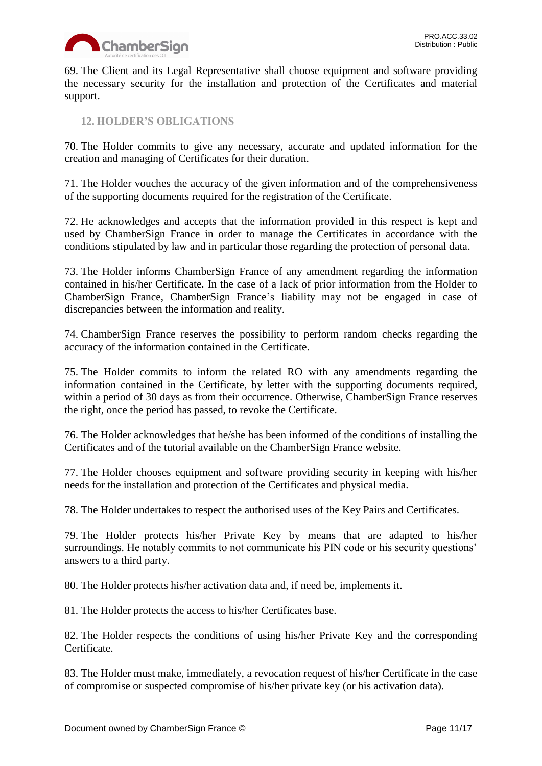69. The Client and its Legal Representative shall choose equipment and software providing the necessary security for the installation and protection of the Certificates and material support.

## 12. HOLDER'S OBLIGATIONS

70. The Holder commits to give any necessary, accurate and updated information for the creation and managing of Certificates for their duration.

71. The Holder vouches the accuracy of the given information and of the comprehensiveness of the supporting documents required for the registration of the Certificate.

72. He acknowledges and accepts that the information provided in this respect is kept and used by ChamberSign France in order to manage the Certificates in accordance with the conditions stipulated by law and in particular those regarding the protection of personal data.

73. The Holder informs ChamberSign France of any amendment regarding the information contained in his/her Certificate. In the case of a lack of prior information from the Holder to ChamberSign France, ChamberSign France's liability may not be engaged in case of discrepancies between the information and reality.

74. ChamberSign France reserves the possibility to perform random checks regarding the accuracy of the information contained in the Certificate.

75. The Holder commits to inform the related RO with any amendments regarding the information contained in the Certificate, by letter with the supporting documents required, within a period of 30 days as from their occurrence. Otherwise, ChamberSign France reserves the right, once the period has passed, to revoke the Certificate.

76. The Holder acknowledges that he/she has been informed of the conditions of installing the Certificates and of the tutorial available on the ChamberSign France website.

77. The Holder chooses equipment and software providing security in keeping with his/her needs for the installation and protection of the Certificates and physical media.

78. The Holder undertakes to respect the authorised uses of the Key Pairs and Certificates.

79. The Holder protects his/her Private Key by means that are adapted to his/her surroundings. He notably commits to not communicate his PIN code or his security questions' answers to a third party.

80. The Holder protects his/her activation data and, if need be, implements it.

81. The Holder protects the access to his/her Certificates base.

82. The Holder respects the conditions of using his/her Private Key and the corresponding Certificate.

83. The Holder must make, immediately, a revocation request of his/her Certificate in the case of compromise or suspected compromise of his/her private key (or his activation data).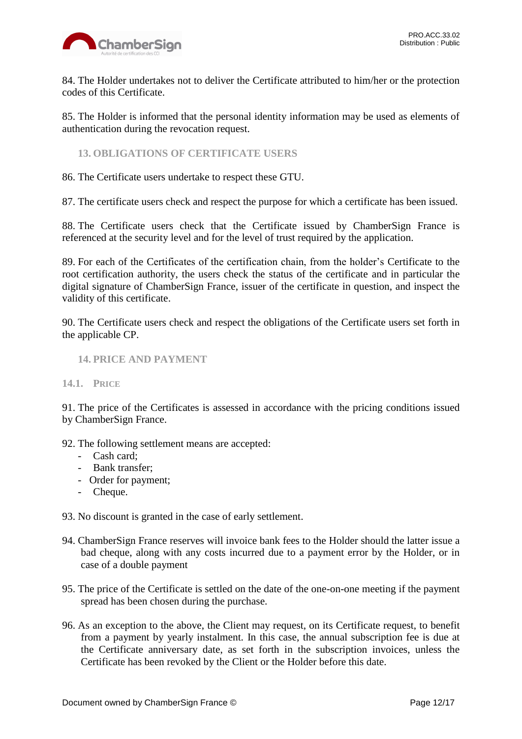84. The Holder undertakes not to deliver the Certificate attributed to him/her or the protection codes of this Certificate.

85. The Holder is informed that the personal identity information may be used as elements of authentication during the revocation request.

## 13. OBLIGATIONS OF CERTIFICATE USERS

86. The Certificate users undertake to respect these GTU.

87. The certificate users check and respect the purpose for which a certificate has been issued.

88. The Certificate users check that the Certificate issued by ChamberSign France is referenced at the security level and for the level of trust required by the application.

89. For each of the Certificates of the certification chain, from the holder's Certificate to the root certification authority, the users check the status of the certificate and in particular the digital signature of ChamberSign France, issuer of the certificate in question, and inspect the validity of this certificate.

90. The Certificate users check and respect the obligations of the Certificate users set forth in the applicable CP.

## 14. PRICE AND PAYMENT

### 14.1. PRICE

91. The price of the Certificates is assessed in accordance with the pricing conditions issued by ChamberSign France.

92. The following settlement means are accepted:
- Cash card;
- Bank transfer;
- Order for payment;
- Cheque.

93. No discount is granted in the case of early settlement.

94. ChamberSign France reserves will invoice bank fees to the Holder should the latter issue a bad cheque, along with any costs incurred due to a payment error by the Holder, or in case of a double payment

95. The price of the Certificate is settled on the date of the one-on-one meeting if the payment spread has been chosen during the purchase.

96. As an exception to the above, the Client may request, on its Certificate request, to benefit from a payment by yearly instalment. In this case, the annual subscription fee is due at the Certificate anniversary date, as set forth in the subscription invoices, unless the Certificate has been revoked by the Client or the Holder before this date.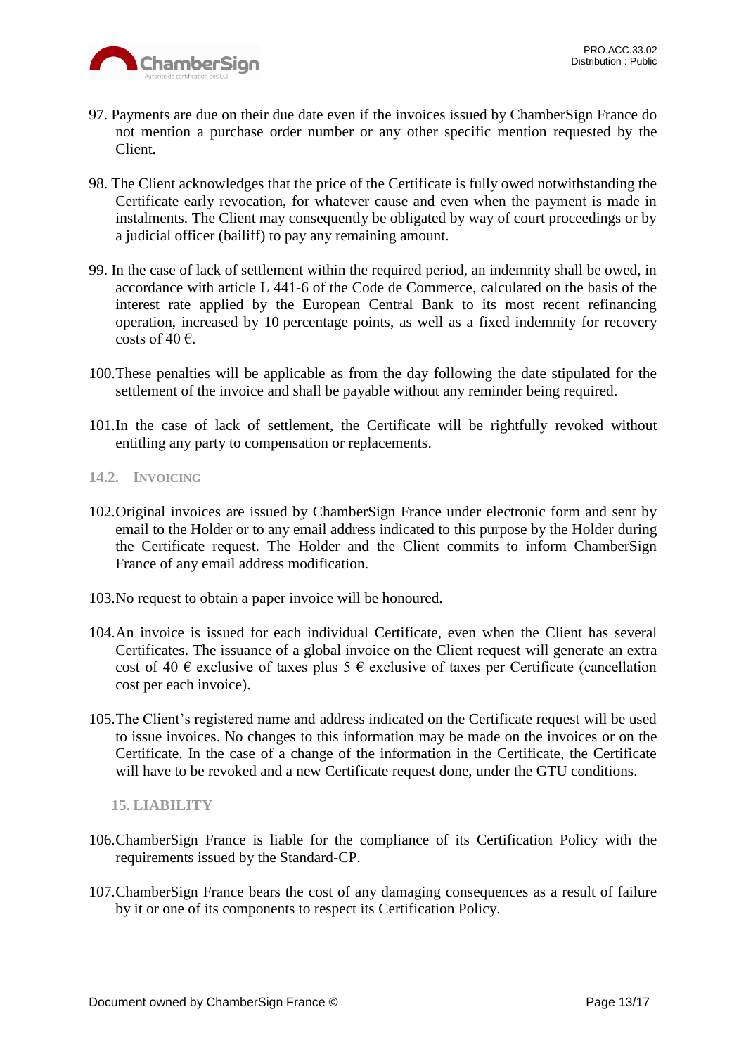97. Payments are due on their due date even if the invoices issued by ChamberSign France do not mention a purchase order number or any other specific mention requested by the Client.

98. The Client acknowledges that the price of the Certificate is fully owed notwithstanding the Certificate early revocation, for whatever cause and even when the payment is made in instalments. The Client may consequently be obligated by way of court proceedings or by a judicial officer (bailiff) to pay any remaining amount.

99. In the case of lack of settlement within the required period, an indemnity shall be owed, in accordance with article L 441-6 of the Code de Commerce, calculated on the basis of the interest rate applied by the European Central Bank to its most recent refinancing operation, increased by 10 percentage points, as well as a fixed indemnity for recovery costs of 40 €.

100. These penalties will be applicable as from the day following the date stipulated for the settlement of the invoice and shall be payable without any reminder being required.

101. In the case of lack of settlement, the Certificate will be rightfully revoked without entitling any party to compensation or replacements.

### 14.2. Invoicing

102. Original invoices are issued by ChamberSign France under electronic form and sent by email to the Holder or to any email address indicated to this purpose by the Holder during the Certificate request. The Holder and the Client commits to inform ChamberSign France of any email address modification.

103. No request to obtain a paper invoice will be honoured.

104. An invoice is issued for each individual Certificate, even when the Client has several Certificates. The issuance of a global invoice on the Client request will generate an extra cost of 40 € exclusive of taxes plus 5 € exclusive of taxes per Certificate (cancellation cost per each invoice).

105. The Client's registered name and address indicated on the Certificate request will be used to issue invoices. No changes to this information may be made on the invoices or on the Certificate. In the case of a change of the information in the Certificate, the Certificate will have to be revoked and a new Certificate request done, under the GTU conditions.

## 15. LIABILITY

106. ChamberSign France is liable for the compliance of its Certification Policy with the requirements issued by the Standard-CP.

107. ChamberSign France bears the cost of any damaging consequences as a result of failure by it or one of its components to respect its Certification Policy.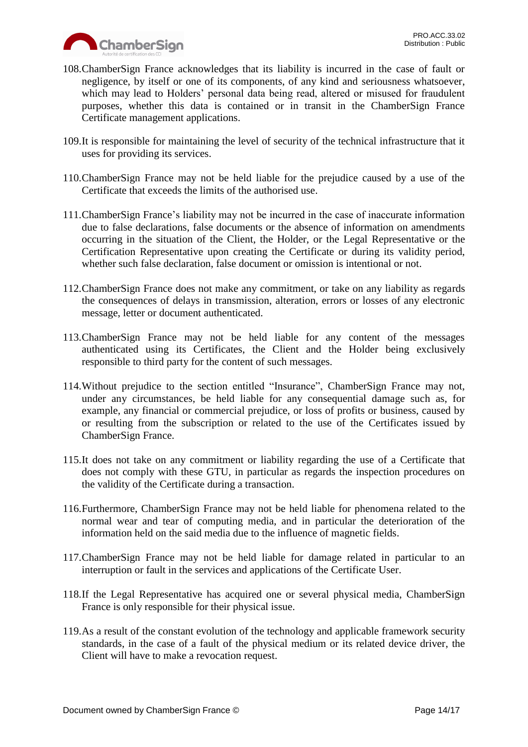108. ChamberSign France acknowledges that its liability is incurred in the case of fault or negligence, by itself or one of its components, of any kind and seriousness whatsoever, which may lead to Holders' personal data being read, altered or misused for fraudulent purposes, whether this data is contained or in transit in the ChamberSign France Certificate management applications.

109. It is responsible for maintaining the level of security of the technical infrastructure that it uses for providing its services.

110. ChamberSign France may not be held liable for the prejudice caused by a use of the Certificate that exceeds the limits of the authorised use.

111. ChamberSign France's liability may not be incurred in the case of inaccurate information due to false declarations, false documents or the absence of information on amendments occurring in the situation of the Client, the Holder, or the Legal Representative or the Certification Representative upon creating the Certificate or during its validity period, whether such false declaration, false document or omission is intentional or not.

112. ChamberSign France does not make any commitment, or take on any liability as regards the consequences of delays in transmission, alteration, errors or losses of any electronic message, letter or document authenticated.

113. ChamberSign France may not be held liable for any content of the messages authenticated using its Certificates, the Client and the Holder being exclusively responsible to third party for the content of such messages.

114. Without prejudice to the section entitled "Insurance", ChamberSign France may not, under any circumstances, be held liable for any consequential damage such as, for example, any financial or commercial prejudice, or loss of profits or business, caused by or resulting from the subscription or related to the use of the Certificates issued by ChamberSign France.

115. It does not take on any commitment or liability regarding the use of a Certificate that does not comply with these GTU, in particular as regards the inspection procedures on the validity of the Certificate during a transaction.

116. Furthermore, ChamberSign France may not be held liable for phenomena related to the normal wear and tear of computing media, and in particular the deterioration of the information held on the said media due to the influence of magnetic fields.

117. ChamberSign France may not be held liable for damage related in particular to an interruption or fault in the services and applications of the Certificate User.

118. If the Legal Representative has acquired one or several physical media, ChamberSign France is only responsible for their physical issue.

119. As a result of the constant evolution of the technology and applicable framework security standards, in the case of a fault of the physical medium or its related device driver, the Client will have to make a revocation request.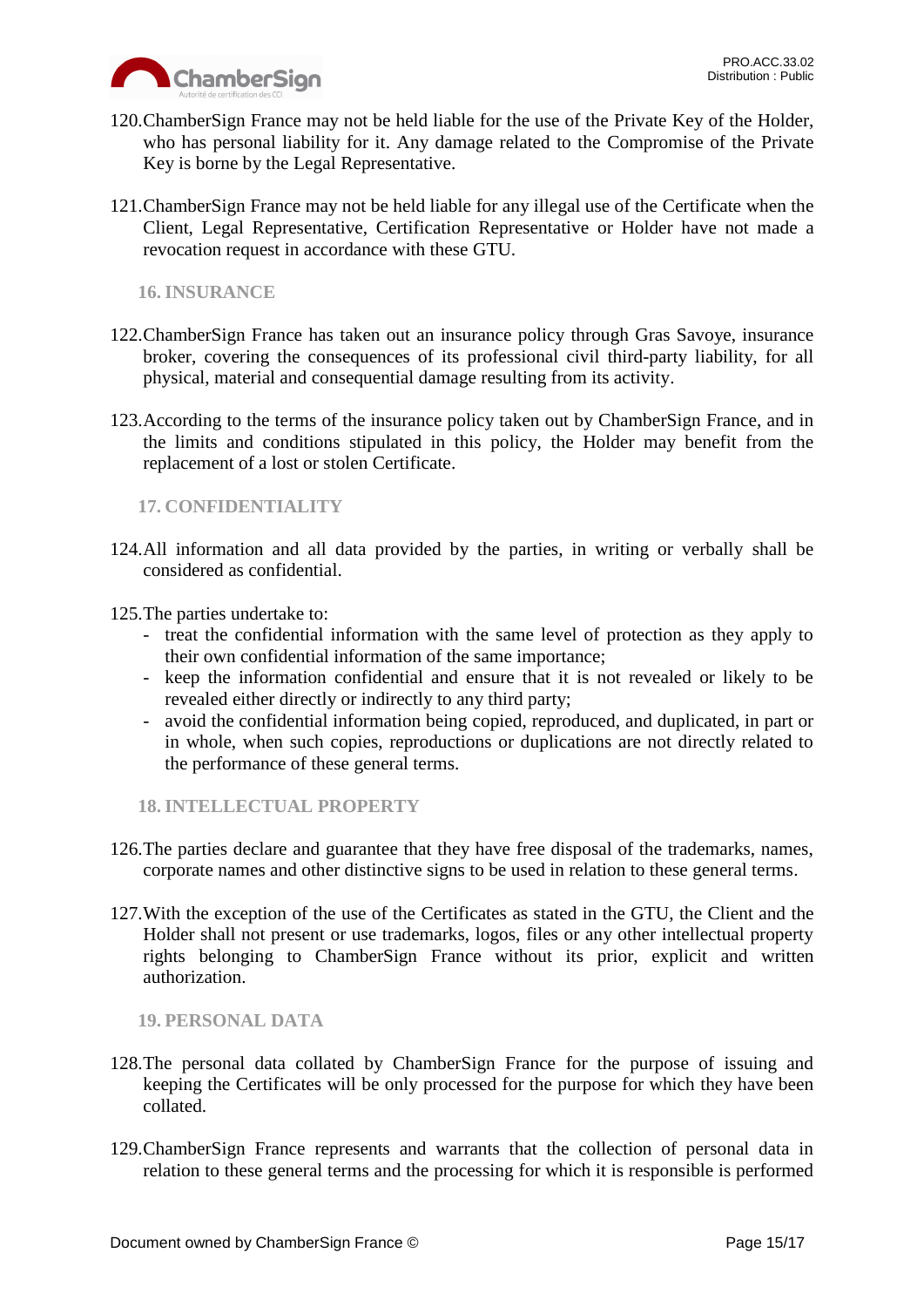120.ChamberSign France may not be held liable for the use of the Private Key of the Holder, who has personal liability for it. Any damage related to the Compromise of the Private Key is borne by the Legal Representative.

121.ChamberSign France may not be held liable for any illegal use of the Certificate when the Client, Legal Representative, Certification Representative or Holder have not made a revocation request in accordance with these GTU.

## 16. INSURANCE

122.ChamberSign France has taken out an insurance policy through Gras Savoye, insurance broker, covering the consequences of its professional civil third-party liability, for all physical, material and consequential damage resulting from its activity.

123.According to the terms of the insurance policy taken out by ChamberSign France, and in the limits and conditions stipulated in this policy, the Holder may benefit from the replacement of a lost or stolen Certificate.

## 17. CONFIDENTIALITY

124.All information and all data provided by the parties, in writing or verbally shall be considered as confidential.

125.The parties undertake to:

- treat the confidential information with the same level of protection as they apply to their own confidential information of the same importance;
- keep the information confidential and ensure that it is not revealed or likely to be revealed either directly or indirectly to any third party;
- avoid the confidential information being copied, reproduced, and duplicated, in part or in whole, when such copies, reproductions or duplications are not directly related to the performance of these general terms.

## 18. INTELLECTUAL PROPERTY

126.The parties declare and guarantee that they have free disposal of the trademarks, names, corporate names and other distinctive signs to be used in relation to these general terms.

127.With the exception of the use of the Certificates as stated in the GTU, the Client and the Holder shall not present or use trademarks, logos, files or any other intellectual property rights belonging to ChamberSign France without its prior, explicit and written authorization.

## 19. PERSONAL DATA

128.The personal data collated by ChamberSign France for the purpose of issuing and keeping the Certificates will be only processed for the purpose for which they have been collated.

129.ChamberSign France represents and warrants that the collection of personal data in relation to these general terms and the processing for which it is responsible is performed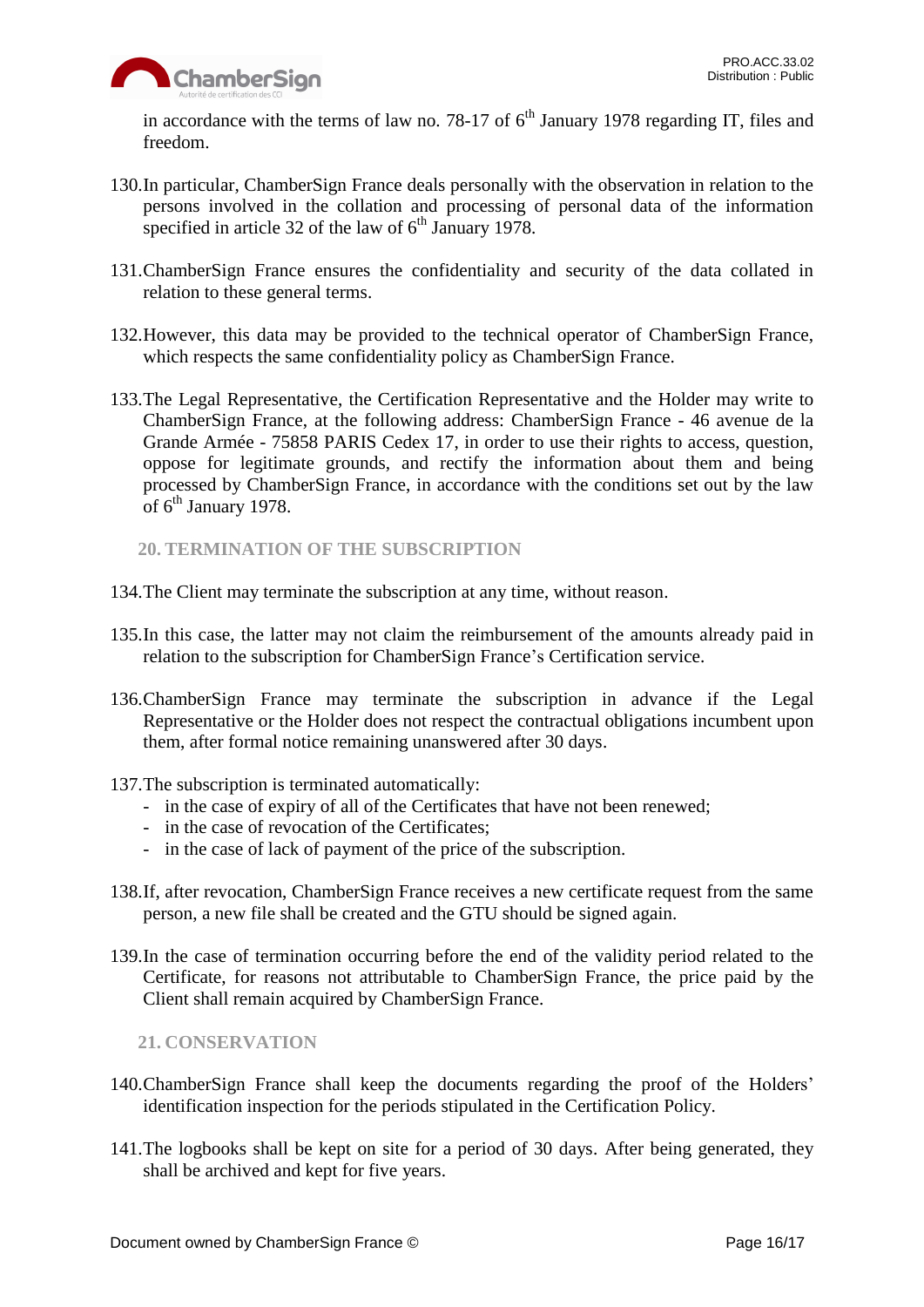in accordance with the terms of law no. 78-17 of 6th January 1978 regarding IT, files and freedom.

130. In particular, ChamberSign France deals personally with the observation in relation to the persons involved in the collation and processing of personal data of the information specified in article 32 of the law of 6th January 1978.

131. ChamberSign France ensures the confidentiality and security of the data collated in relation to these general terms.

132. However, this data may be provided to the technical operator of ChamberSign France, which respects the same confidentiality policy as ChamberSign France.

133. The Legal Representative, the Certification Representative and the Holder may write to ChamberSign France, at the following address: ChamberSign France - 46 avenue de la Grande Armée - 75858 PARIS Cedex 17, in order to use their rights to access, question, oppose for legitimate grounds, and rectify the information about them and being processed by ChamberSign France, in accordance with the conditions set out by the law of 6th January 1978.

## 20. TERMINATION OF THE SUBSCRIPTION

134. The Client may terminate the subscription at any time, without reason.

135. In this case, the latter may not claim the reimbursement of the amounts already paid in relation to the subscription for ChamberSign France's Certification service.

136. ChamberSign France may terminate the subscription in advance if the Legal Representative or the Holder does not respect the contractual obligations incumbent upon them, after formal notice remaining unanswered after 30 days.

137. The subscription is terminated automatically:
- in the case of expiry of all of the Certificates that have not been renewed;
- in the case of revocation of the Certificates;
- in the case of lack of payment of the price of the subscription.

138. If, after revocation, ChamberSign France receives a new certificate request from the same person, a new file shall be created and the GTU should be signed again.

139. In the case of termination occurring before the end of the validity period related to the Certificate, for reasons not attributable to ChamberSign France, the price paid by the Client shall remain acquired by ChamberSign France.

## 21. CONSERVATION

140. ChamberSign France shall keep the documents regarding the proof of the Holders' identification inspection for the periods stipulated in the Certification Policy.

141. The logbooks shall be kept on site for a period of 30 days. After being generated, they shall be archived and kept for five years.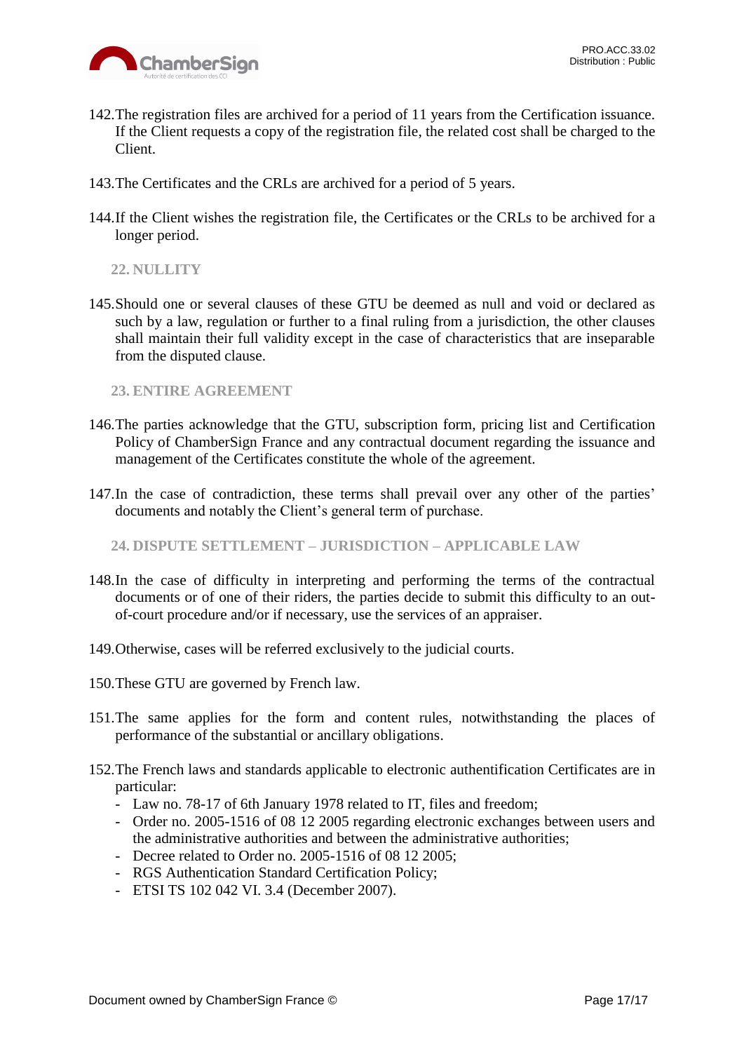142. The registration files are archived for a period of 11 years from the Certification issuance. If the Client requests a copy of the registration file, the related cost shall be charged to the Client.

143. The Certificates and the CRLs are archived for a period of 5 years.

144. If the Client wishes the registration file, the Certificates or the CRLs to be archived for a longer period.

## 22. NULLITY

145. Should one or several clauses of these GTU be deemed as null and void or declared as such by a law, regulation or further to a final ruling from a jurisdiction, the other clauses shall maintain their full validity except in the case of characteristics that are inseparable from the disputed clause.

## 23. ENTIRE AGREEMENT

146. The parties acknowledge that the GTU, subscription form, pricing list and Certification Policy of ChamberSign France and any contractual document regarding the issuance and management of the Certificates constitute the whole of the agreement.

147. In the case of contradiction, these terms shall prevail over any other of the parties' documents and notably the Client's general term of purchase.

## 24. DISPUTE SETTLEMENT – JURISDICTION – APPLICABLE LAW

148. In the case of difficulty in interpreting and performing the terms of the contractual documents or of one of their riders, the parties decide to submit this difficulty to an out-of-court procedure and/or if necessary, use the services of an appraiser.

149. Otherwise, cases will be referred exclusively to the judicial courts.

150. These GTU are governed by French law.

151. The same applies for the form and content rules, notwithstanding the places of performance of the substantial or ancillary obligations.

152. The French laws and standards applicable to electronic authentification Certificates are in particular:
- Law no. 78-17 of 6th January 1978 related to IT, files and freedom;
- Order no. 2005-1516 of 08 12 2005 regarding electronic exchanges between users and the administrative authorities and between the administrative authorities;
- Decree related to Order no. 2005-1516 of 08 12 2005;
- RGS Authentication Standard Certification Policy;
- ETSI TS 102 042 VI. 3.4 (December 2007).